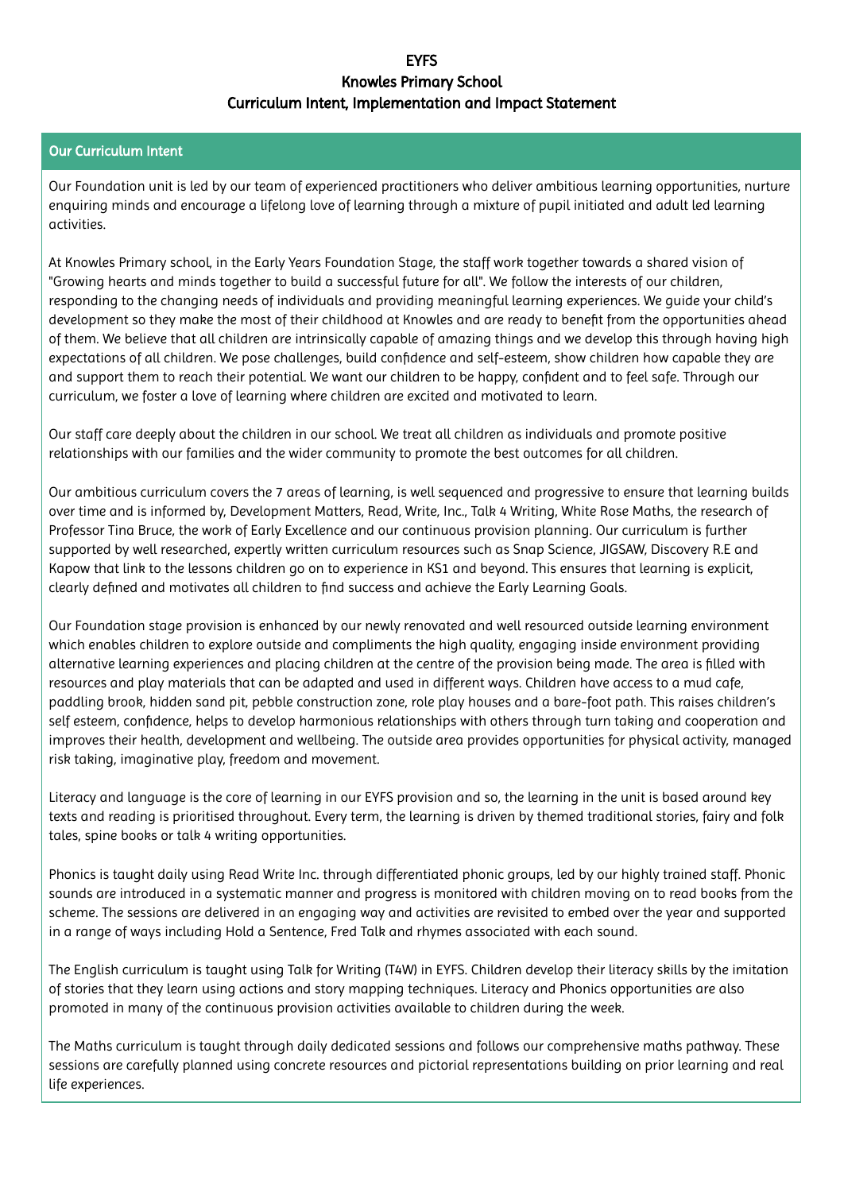# EYFS
# Knowles Primary School
# Curriculum Intent, Implementation and Impact Statement

## Our Curriculum Intent

Our Foundation unit is led by our team of experienced practitioners who deliver ambitious learning opportunities, nurture enquiring minds and encourage a lifelong love of learning through a mixture of pupil initiated and adult led learning activities.

At Knowles Primary school, in the Early Years Foundation Stage, the staff work together towards a shared vision of "Growing hearts and minds together to build a successful future for all". We follow the interests of our children, responding to the changing needs of individuals and providing meaningful learning experiences. We guide your child's development so they make the most of their childhood at Knowles and are ready to benefit from the opportunities ahead of them. We believe that all children are intrinsically capable of amazing things and we develop this through having high expectations of all children. We pose challenges, build confidence and self-esteem, show children how capable they are and support them to reach their potential. We want our children to be happy, confident and to feel safe. Through our curriculum, we foster a love of learning where children are excited and motivated to learn.

Our staff care deeply about the children in our school. We treat all children as individuals and promote positive relationships with our families and the wider community to promote the best outcomes for all children.

Our ambitious curriculum covers the 7 areas of learning, is well sequenced and progressive to ensure that learning builds over time and is informed by, Development Matters, Read, Write, Inc., Talk 4 Writing, White Rose Maths, the research of Professor Tina Bruce, the work of Early Excellence and our continuous provision planning. Our curriculum is further supported by well researched, expertly written curriculum resources such as Snap Science, JIGSAW, Discovery R.E and Kapow that link to the lessons children go on to experience in KS1 and beyond. This ensures that learning is explicit, clearly defined and motivates all children to find success and achieve the Early Learning Goals.

Our Foundation stage provision is enhanced by our newly renovated and well resourced outside learning environment which enables children to explore outside and compliments the high quality, engaging inside environment providing alternative learning experiences and placing children at the centre of the provision being made. The area is filled with resources and play materials that can be adapted and used in different ways. Children have access to a mud cafe, paddling brook, hidden sand pit, pebble construction zone, role play houses and a bare-foot path. This raises children's self esteem, confidence, helps to develop harmonious relationships with others through turn taking and cooperation and improves their health, development and wellbeing. The outside area provides opportunities for physical activity, managed risk taking, imaginative play, freedom and movement.

Literacy and language is the core of learning in our EYFS provision and so, the learning in the unit is based around key texts and reading is prioritised throughout. Every term, the learning is driven by themed traditional stories, fairy and folk tales, spine books or talk 4 writing opportunities.

Phonics is taught daily using Read Write Inc. through differentiated phonic groups, led by our highly trained staff. Phonic sounds are introduced in a systematic manner and progress is monitored with children moving on to read books from the scheme. The sessions are delivered in an engaging way and activities are revisited to embed over the year and supported in a range of ways including Hold a Sentence, Fred Talk and rhymes associated with each sound.

The English curriculum is taught using Talk for Writing (T4W) in EYFS. Children develop their literacy skills by the imitation of stories that they learn using actions and story mapping techniques. Literacy and Phonics opportunities are also promoted in many of the continuous provision activities available to children during the week.

The Maths curriculum is taught through daily dedicated sessions and follows our comprehensive maths pathway. These sessions are carefully planned using concrete resources and pictorial representations building on prior learning and real life experiences.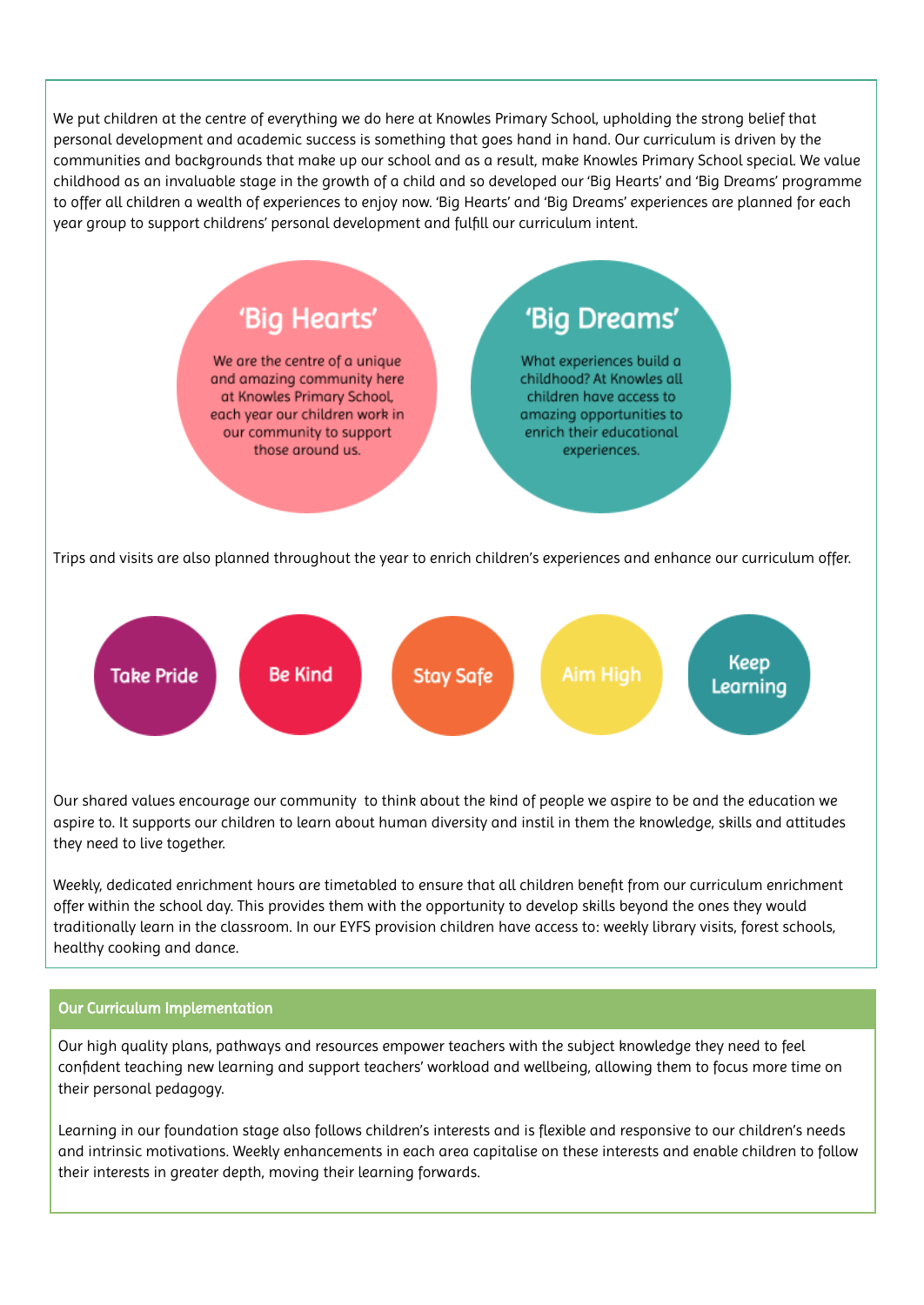We put children at the centre of everything we do here at Knowles Primary School, upholding the strong belief that personal development and academic success is something that goes hand in hand. Our curriculum is driven by the communities and backgrounds that make up our school and as a result, make Knowles Primary School special. We value childhood as an invaluable stage in the growth of a child and so developed our 'Big Hearts' and 'Big Dreams' programme to offer all children a wealth of experiences to enjoy now. 'Big Hearts' and 'Big Dreams' experiences are planned for each year group to support childrens' personal development and fulfill our curriculum intent.

**'Big Hearts'**

We are the centre of a unique and amazing community here at Knowles Primary School, each year our children work in our community to support those around us.

**'Big Dreams'**

What experiences build a childhood? At Knowles all children have access to amazing opportunities to enrich their educational experiences.

Trips and visits are also planned throughout the year to enrich children's experiences and enhance our curriculum offer.

- **Take Pride**
- **Be Kind**
- **Stay Safe**
- **Aim High**
- **Keep Learning**

Our shared values encourage our community to think about the kind of people we aspire to be and the education we aspire to. It supports our children to learn about human diversity and instil in them the knowledge, skills and attitudes they need to live together.

Weekly, dedicated enrichment hours are timetabled to ensure that all children benefit from our curriculum enrichment offer within the school day. This provides them with the opportunity to develop skills beyond the ones they would traditionally learn in the classroom. In our EYFS provision children have access to: weekly library visits, forest schools, healthy cooking and dance.

## Our Curriculum Implementation

Our high quality plans, pathways and resources empower teachers with the subject knowledge they need to feel confident teaching new learning and support teachers' workload and wellbeing, allowing them to focus more time on their personal pedagogy.

Learning in our foundation stage also follows children's interests and is flexible and responsive to our children's needs and intrinsic motivations. Weekly enhancements in each area capitalise on these interests and enable children to follow their interests in greater depth, moving their learning forwards.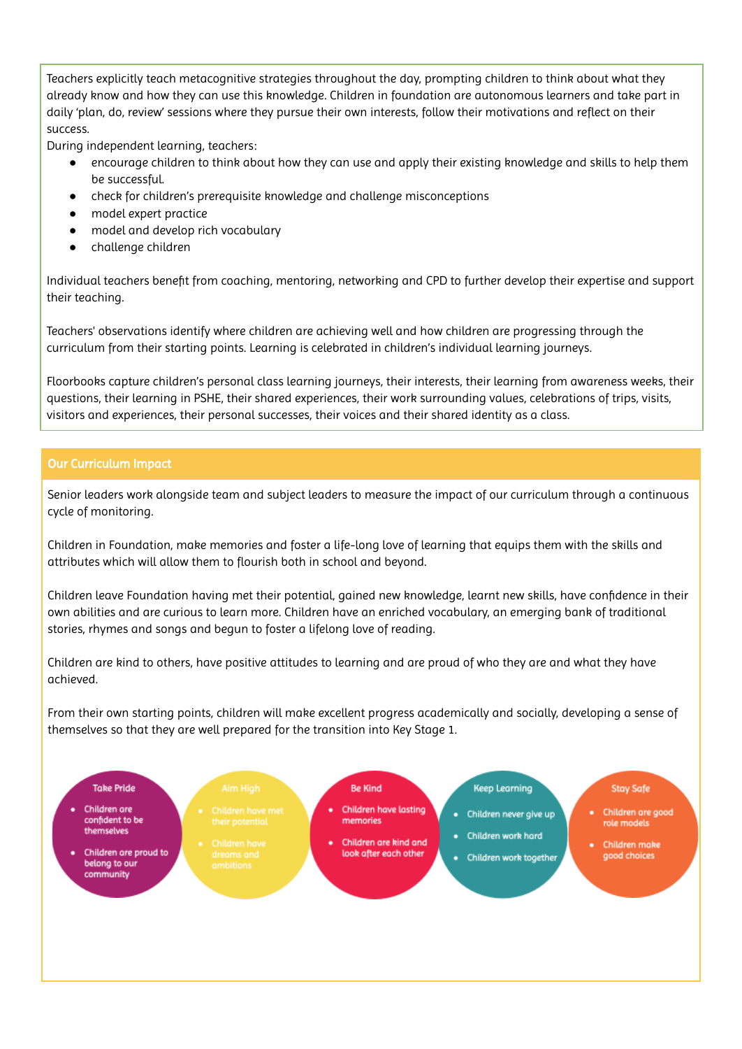Teachers explicitly teach metacognitive strategies throughout the day, prompting children to think about what they already know and how they can use this knowledge. Children in foundation are autonomous learners and take part in daily 'plan, do, review' sessions where they pursue their own interests, follow their motivations and reflect on their success.

During independent learning, teachers:

- encourage children to think about how they can use and apply their existing knowledge and skills to help them be successful.
- check for children's prerequisite knowledge and challenge misconceptions
- model expert practice
- model and develop rich vocabulary
- challenge children

Individual teachers benefit from coaching, mentoring, networking and CPD to further develop their expertise and support their teaching.

Teachers' observations identify where children are achieving well and how children are progressing through the curriculum from their starting points. Learning is celebrated in children's individual learning journeys.

Floorbooks capture children's personal class learning journeys, their interests, their learning from awareness weeks, their questions, their learning in PSHE, their shared experiences, their work surrounding values, celebrations of trips, visits, visitors and experiences, their personal successes, their voices and their shared identity as a class.

## Our Curriculum Impact

Senior leaders work alongside team and subject leaders to measure the impact of our curriculum through a continuous cycle of monitoring.

Children in Foundation, make memories and foster a life-long love of learning that equips them with the skills and attributes which will allow them to flourish both in school and beyond.

Children leave Foundation having met their potential, gained new knowledge, learnt new skills, have confidence in their own abilities and are curious to learn more. Children have an enriched vocabulary, an emerging bank of traditional stories, rhymes and songs and begun to foster a lifelong love of reading.

Children are kind to others, have positive attitudes to learning and are proud of who they are and what they have achieved.

From their own starting points, children will make excellent progress academically and socially, developing a sense of themselves so that they are well prepared for the transition into Key Stage 1.

**Take Pride**
- Children are confident to be themselves
- Children are proud to belong to our community

**Aim High**
- Children have met their potential
- Children have dreams and ambitions

**Be Kind**
- Children have lasting memories
- Children are kind and look after each other

**Keep Learning**
- Children never give up
- Children work hard
- Children work together

**Stay Safe**
- Children are good role models
- Children make good choices